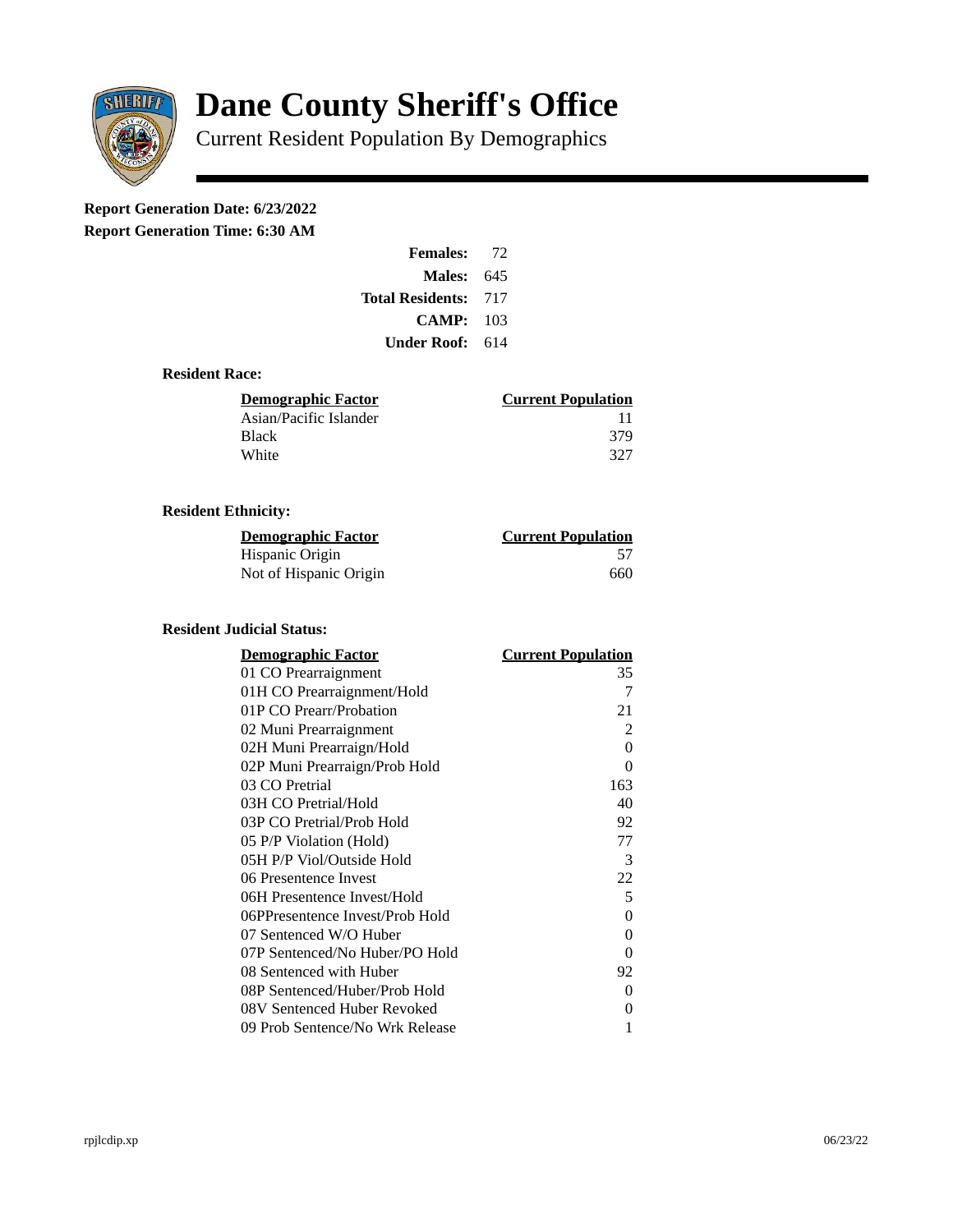# Dane County Sheriff's Office

Current Resident Population By Demographics

**Report Generation Date: 6/23/2022**

**Report Generation Time: 6:30 AM**

| | |
|---|---|
| **Females:** | 72 |
| **Males:** | 645 |
| **Total Residents:** | 717 |
| **CAMP:** | 103 |
| **Under Roof:** | 614 |

### Resident Race:

| Demographic Factor | Current Population |
|---|---|
| Asian/Pacific Islander | 11 |
| Black | 379 |
| White | 327 |

### Resident Ethnicity:

| Demographic Factor | Current Population |
|---|---|
| Hispanic Origin | 57 |
| Not of Hispanic Origin | 660 |

### Resident Judicial Status:

| Demographic Factor | Current Population |
|---|---|
| 01 CO Prearraignment | 35 |
| 01H CO Prearraignment/Hold | 7 |
| 01P CO Prearr/Probation | 21 |
| 02 Muni Prearraignment | 2 |
| 02H Muni Prearraign/Hold | 0 |
| 02P Muni Prearraign/Prob Hold | 0 |
| 03 CO Pretrial | 163 |
| 03H CO Pretrial/Hold | 40 |
| 03P CO Pretrial/Prob Hold | 92 |
| 05 P/P Violation (Hold) | 77 |
| 05H P/P Viol/Outside Hold | 3 |
| 06 Presentence Invest | 22 |
| 06H Presentence Invest/Hold | 5 |
| 06PPresentence Invest/Prob Hold | 0 |
| 07 Sentenced W/O Huber | 0 |
| 07P Sentenced/No Huber/PO Hold | 0 |
| 08 Sentenced with Huber | 92 |
| 08P Sentenced/Huber/Prob Hold | 0 |
| 08V Sentenced Huber Revoked | 0 |
| 09 Prob Sentence/No Wrk Release | 1 |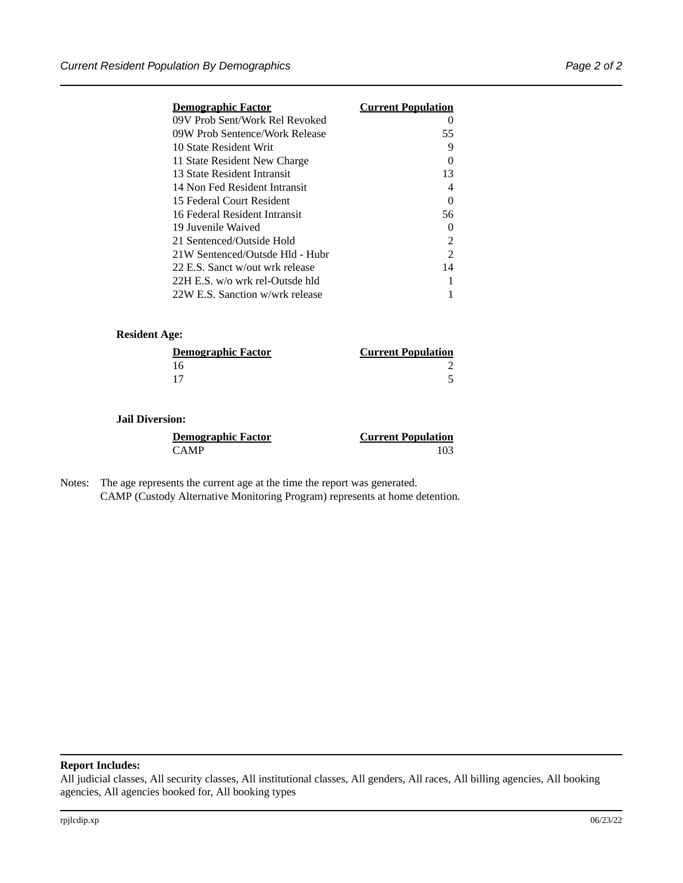| Demographic Factor | Current Population |
|---|---|
| 09V Prob Sent/Work Rel Revoked | 0 |
| 09W Prob Sentence/Work Release | 55 |
| 10 State Resident Writ | 9 |
| 11 State Resident New Charge | 0 |
| 13 State Resident Intransit | 13 |
| 14 Non Fed Resident Intransit | 4 |
| 15 Federal Court Resident | 0 |
| 16 Federal Resident Intransit | 56 |
| 19 Juvenile Waived | 0 |
| 21 Sentenced/Outside Hold | 2 |
| 21W Sentenced/Outsde Hld - Hubr | 2 |
| 22 E.S. Sanct w/out wrk release | 14 |
| 22H E.S. w/o wrk rel-Outsde hld | 1 |
| 22W E.S. Sanction w/wrk release | 1 |

**Resident Age:**

| Demographic Factor | Current Population |
|---|---|
| 16 | 2 |
| 17 | 5 |

**Jail Diversion:**

| Demographic Factor | Current Population |
|---|---|
| CAMP | 103 |

Notes: The age represents the current age at the time the report was generated.
CAMP (Custody Alternative Monitoring Program) represents at home detention.

**Report Includes:**
All judicial classes, All security classes, All institutional classes, All genders, All races, All billing agencies, All booking agencies, All agencies booked for, All booking types

rpjlcdip.xp 06/23/22